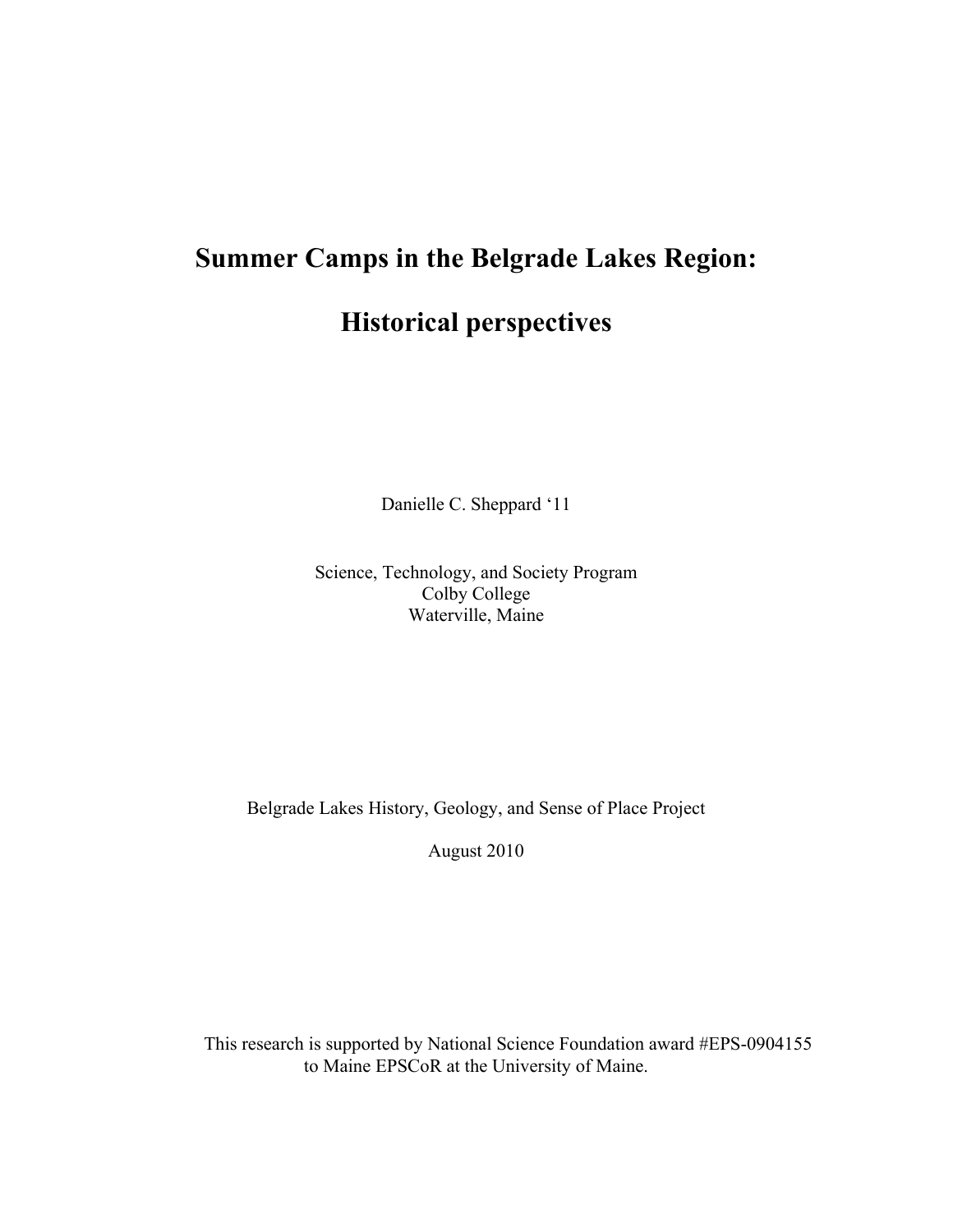# Summer Camps in the Belgrade Lakes Region:

# Historical perspectives

Danielle C. Sheppard '11

Science, Technology, and Society Program
Colby College
Waterville, Maine

Belgrade Lakes History, Geology, and Sense of Place Project

August 2010

This research is supported by National Science Foundation award #EPS-0904155 to Maine EPSCoR at the University of Maine.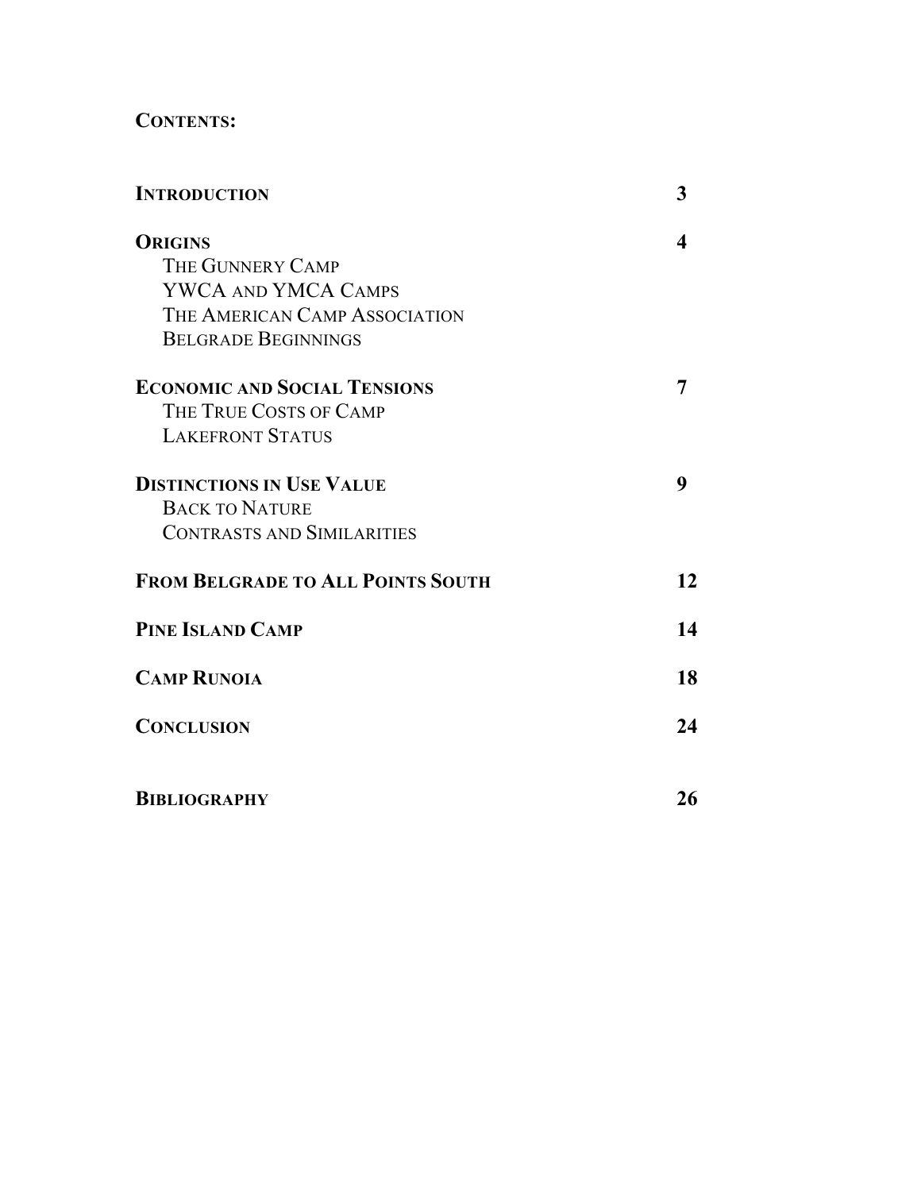**CONTENTS:**

| | |
|---|---|
| **INTRODUCTION** | **3** |
| **ORIGINS** | **4** |
| THE GUNNERY CAMP | |
| YWCA AND YMCA CAMPS | |
| THE AMERICAN CAMP ASSOCIATION | |
| BELGRADE BEGINNINGS | |
| **ECONOMIC AND SOCIAL TENSIONS** | **7** |
| THE TRUE COSTS OF CAMP | |
| LAKEFRONT STATUS | |
| **DISTINCTIONS IN USE VALUE** | **9** |
| BACK TO NATURE | |
| CONTRASTS AND SIMILARITIES | |
| **FROM BELGRADE TO ALL POINTS SOUTH** | **12** |
| **PINE ISLAND CAMP** | **14** |
| **CAMP RUNOIA** | **18** |
| **CONCLUSION** | **24** |
| **BIBLIOGRAPHY** | **26** |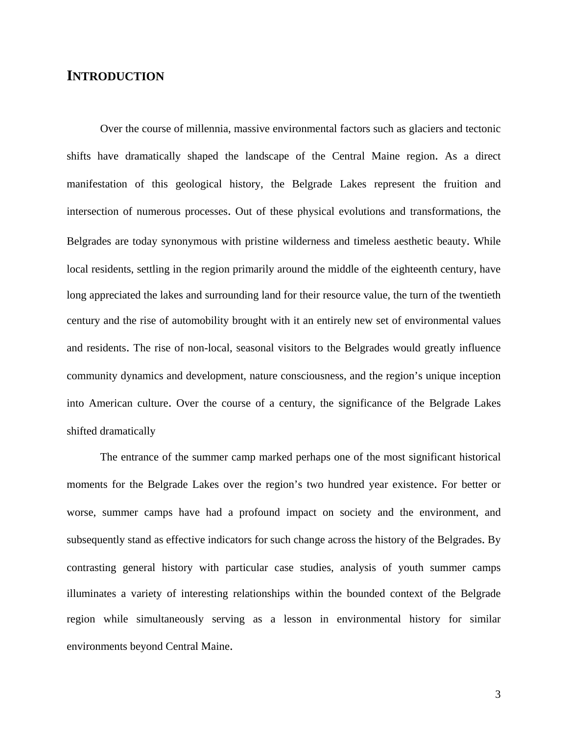# INTRODUCTION

Over the course of millennia, massive environmental factors such as glaciers and tectonic shifts have dramatically shaped the landscape of the Central Maine region. As a direct manifestation of this geological history, the Belgrade Lakes represent the fruition and intersection of numerous processes. Out of these physical evolutions and transformations, the Belgrades are today synonymous with pristine wilderness and timeless aesthetic beauty. While local residents, settling in the region primarily around the middle of the eighteenth century, have long appreciated the lakes and surrounding land for their resource value, the turn of the twentieth century and the rise of automobility brought with it an entirely new set of environmental values and residents. The rise of non-local, seasonal visitors to the Belgrades would greatly influence community dynamics and development, nature consciousness, and the region's unique inception into American culture. Over the course of a century, the significance of the Belgrade Lakes shifted dramatically

The entrance of the summer camp marked perhaps one of the most significant historical moments for the Belgrade Lakes over the region's two hundred year existence. For better or worse, summer camps have had a profound impact on society and the environment, and subsequently stand as effective indicators for such change across the history of the Belgrades. By contrasting general history with particular case studies, analysis of youth summer camps illuminates a variety of interesting relationships within the bounded context of the Belgrade region while simultaneously serving as a lesson in environmental history for similar environments beyond Central Maine.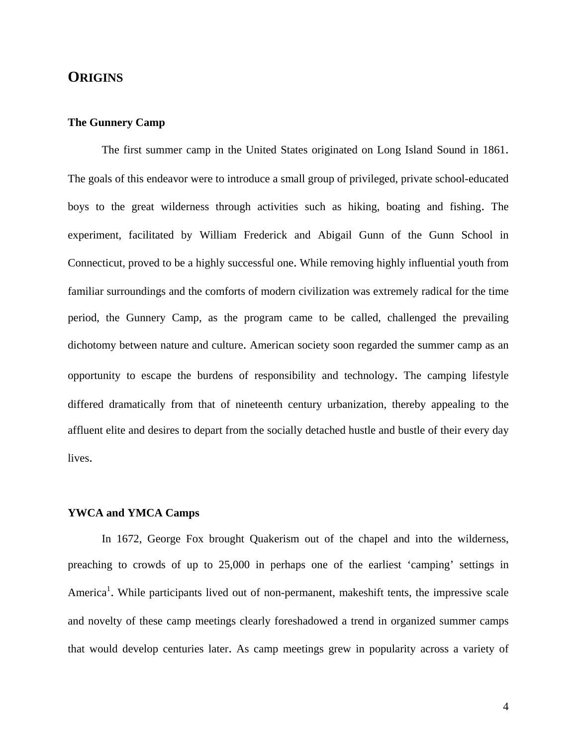## ORIGINS

### The Gunnery Camp

The first summer camp in the United States originated on Long Island Sound in 1861. The goals of this endeavor were to introduce a small group of privileged, private school-educated boys to the great wilderness through activities such as hiking, boating and fishing. The experiment, facilitated by William Frederick and Abigail Gunn of the Gunn School in Connecticut, proved to be a highly successful one. While removing highly influential youth from familiar surroundings and the comforts of modern civilization was extremely radical for the time period, the Gunnery Camp, as the program came to be called, challenged the prevailing dichotomy between nature and culture. American society soon regarded the summer camp as an opportunity to escape the burdens of responsibility and technology. The camping lifestyle differed dramatically from that of nineteenth century urbanization, thereby appealing to the affluent elite and desires to depart from the socially detached hustle and bustle of their every day lives.

### YWCA and YMCA Camps

In 1672, George Fox brought Quakerism out of the chapel and into the wilderness, preaching to crowds of up to 25,000 in perhaps one of the earliest 'camping' settings in America[1]. While participants lived out of non-permanent, makeshift tents, the impressive scale and novelty of these camp meetings clearly foreshadowed a trend in organized summer camps that would develop centuries later. As camp meetings grew in popularity across a variety of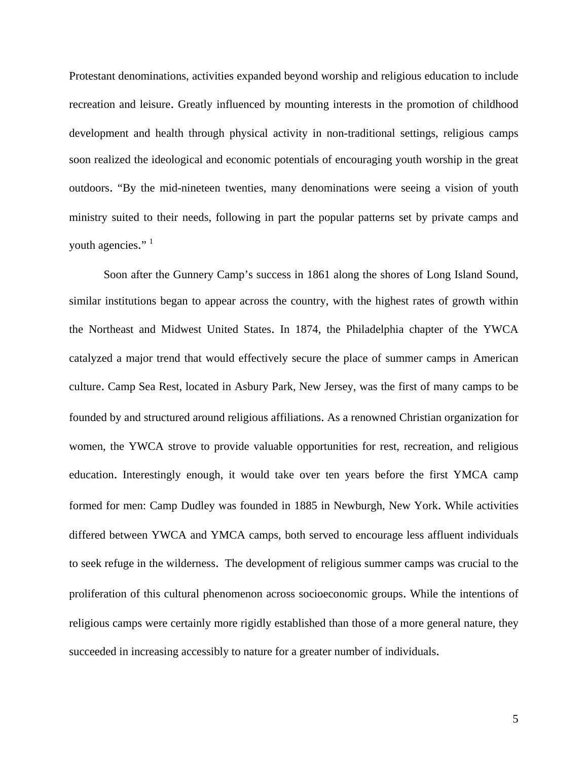Protestant denominations, activities expanded beyond worship and religious education to include recreation and leisure. Greatly influenced by mounting interests in the promotion of childhood development and health through physical activity in non-traditional settings, religious camps soon realized the ideological and economic potentials of encouraging youth worship in the great outdoors. "By the mid-nineteen twenties, many denominations were seeing a vision of youth ministry suited to their needs, following in part the popular patterns set by private camps and youth agencies." [1]

Soon after the Gunnery Camp's success in 1861 along the shores of Long Island Sound, similar institutions began to appear across the country, with the highest rates of growth within the Northeast and Midwest United States. In 1874, the Philadelphia chapter of the YWCA catalyzed a major trend that would effectively secure the place of summer camps in American culture. Camp Sea Rest, located in Asbury Park, New Jersey, was the first of many camps to be founded by and structured around religious affiliations. As a renowned Christian organization for women, the YWCA strove to provide valuable opportunities for rest, recreation, and religious education. Interestingly enough, it would take over ten years before the first YMCA camp formed for men: Camp Dudley was founded in 1885 in Newburgh, New York. While activities differed between YWCA and YMCA camps, both served to encourage less affluent individuals to seek refuge in the wilderness. The development of religious summer camps was crucial to the proliferation of this cultural phenomenon across socioeconomic groups. While the intentions of religious camps were certainly more rigidly established than those of a more general nature, they succeeded in increasing accessibly to nature for a greater number of individuals.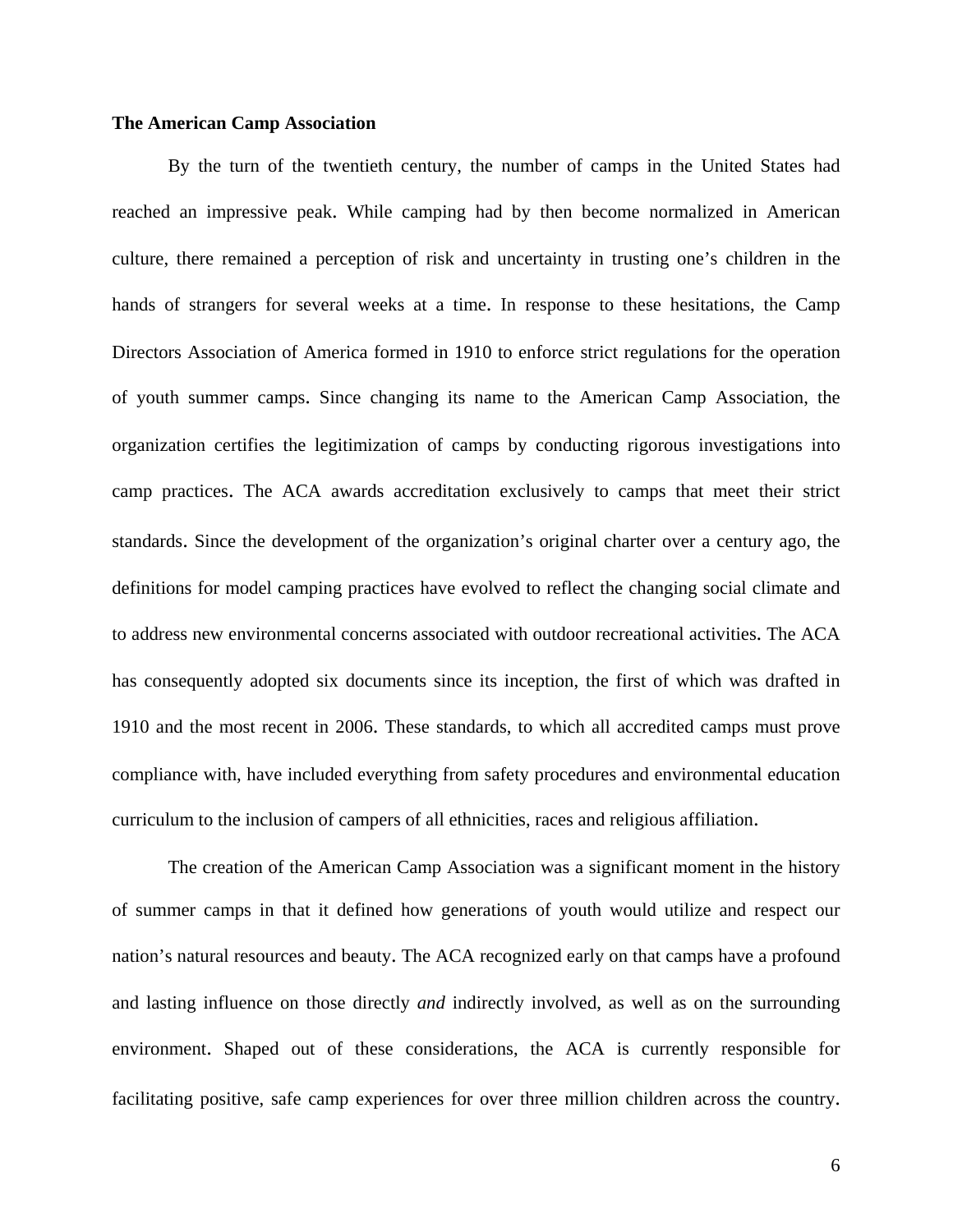**The American Camp Association**

By the turn of the twentieth century, the number of camps in the United States had reached an impressive peak. While camping had by then become normalized in American culture, there remained a perception of risk and uncertainty in trusting one's children in the hands of strangers for several weeks at a time. In response to these hesitations, the Camp Directors Association of America formed in 1910 to enforce strict regulations for the operation of youth summer camps. Since changing its name to the American Camp Association, the organization certifies the legitimization of camps by conducting rigorous investigations into camp practices. The ACA awards accreditation exclusively to camps that meet their strict standards. Since the development of the organization's original charter over a century ago, the definitions for model camping practices have evolved to reflect the changing social climate and to address new environmental concerns associated with outdoor recreational activities. The ACA has consequently adopted six documents since its inception, the first of which was drafted in 1910 and the most recent in 2006. These standards, to which all accredited camps must prove compliance with, have included everything from safety procedures and environmental education curriculum to the inclusion of campers of all ethnicities, races and religious affiliation.

The creation of the American Camp Association was a significant moment in the history of summer camps in that it defined how generations of youth would utilize and respect our nation's natural resources and beauty. The ACA recognized early on that camps have a profound and lasting influence on those directly *and* indirectly involved, as well as on the surrounding environment. Shaped out of these considerations, the ACA is currently responsible for facilitating positive, safe camp experiences for over three million children across the country.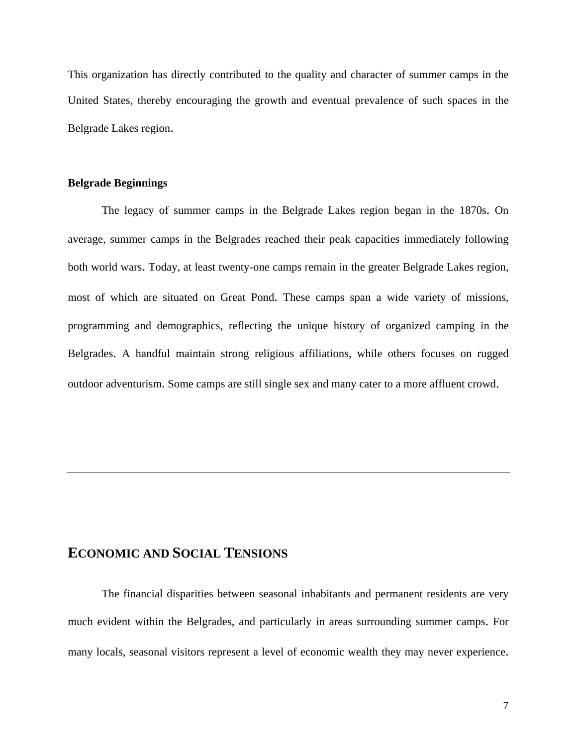This organization has directly contributed to the quality and character of summer camps in the United States, thereby encouraging the growth and eventual prevalence of such spaces in the Belgrade Lakes region.

### Belgrade Beginnings

The legacy of summer camps in the Belgrade Lakes region began in the 1870s. On average, summer camps in the Belgrades reached their peak capacities immediately following both world wars. Today, at least twenty-one camps remain in the greater Belgrade Lakes region, most of which are situated on Great Pond. These camps span a wide variety of missions, programming and demographics, reflecting the unique history of organized camping in the Belgrades. A handful maintain strong religious affiliations, while others focuses on rugged outdoor adventurism. Some camps are still single sex and many cater to a more affluent crowd.

---

## ECONOMIC AND SOCIAL TENSIONS

The financial disparities between seasonal inhabitants and permanent residents are very much evident within the Belgrades, and particularly in areas surrounding summer camps. For many locals, seasonal visitors represent a level of economic wealth they may never experience.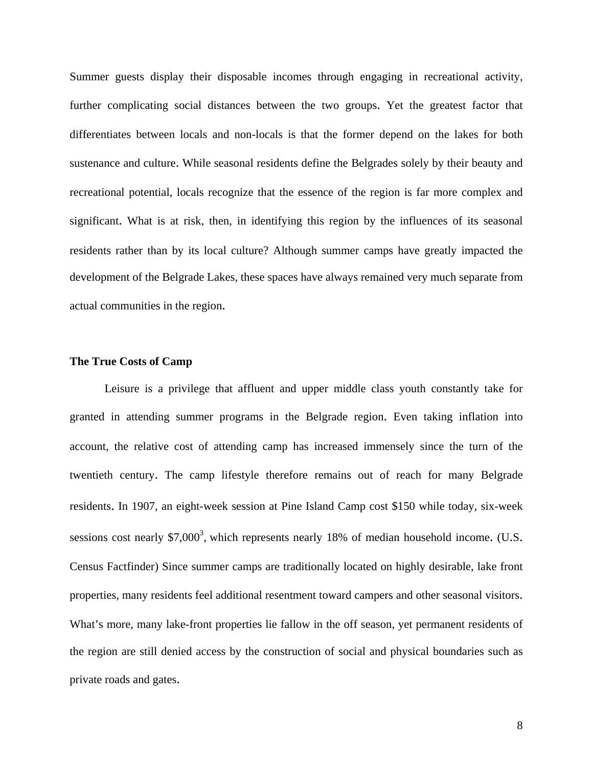Summer guests display their disposable incomes through engaging in recreational activity, further complicating social distances between the two groups. Yet the greatest factor that differentiates between locals and non-locals is that the former depend on the lakes for both sustenance and culture. While seasonal residents define the Belgrades solely by their beauty and recreational potential, locals recognize that the essence of the region is far more complex and significant. What is at risk, then, in identifying this region by the influences of its seasonal residents rather than by its local culture? Although summer camps have greatly impacted the development of the Belgrade Lakes, these spaces have always remained very much separate from actual communities in the region.

**The True Costs of Camp**

Leisure is a privilege that affluent and upper middle class youth constantly take for granted in attending summer programs in the Belgrade region. Even taking inflation into account, the relative cost of attending camp has increased immensely since the turn of the twentieth century. The camp lifestyle therefore remains out of reach for many Belgrade residents. In 1907, an eight-week session at Pine Island Camp cost $150 while today, six-week sessions cost nearly $7,000[3], which represents nearly 18% of median household income. (U.S. Census Factfinder) Since summer camps are traditionally located on highly desirable, lake front properties, many residents feel additional resentment toward campers and other seasonal visitors. What's more, many lake-front properties lie fallow in the off season, yet permanent residents of the region are still denied access by the construction of social and physical boundaries such as private roads and gates.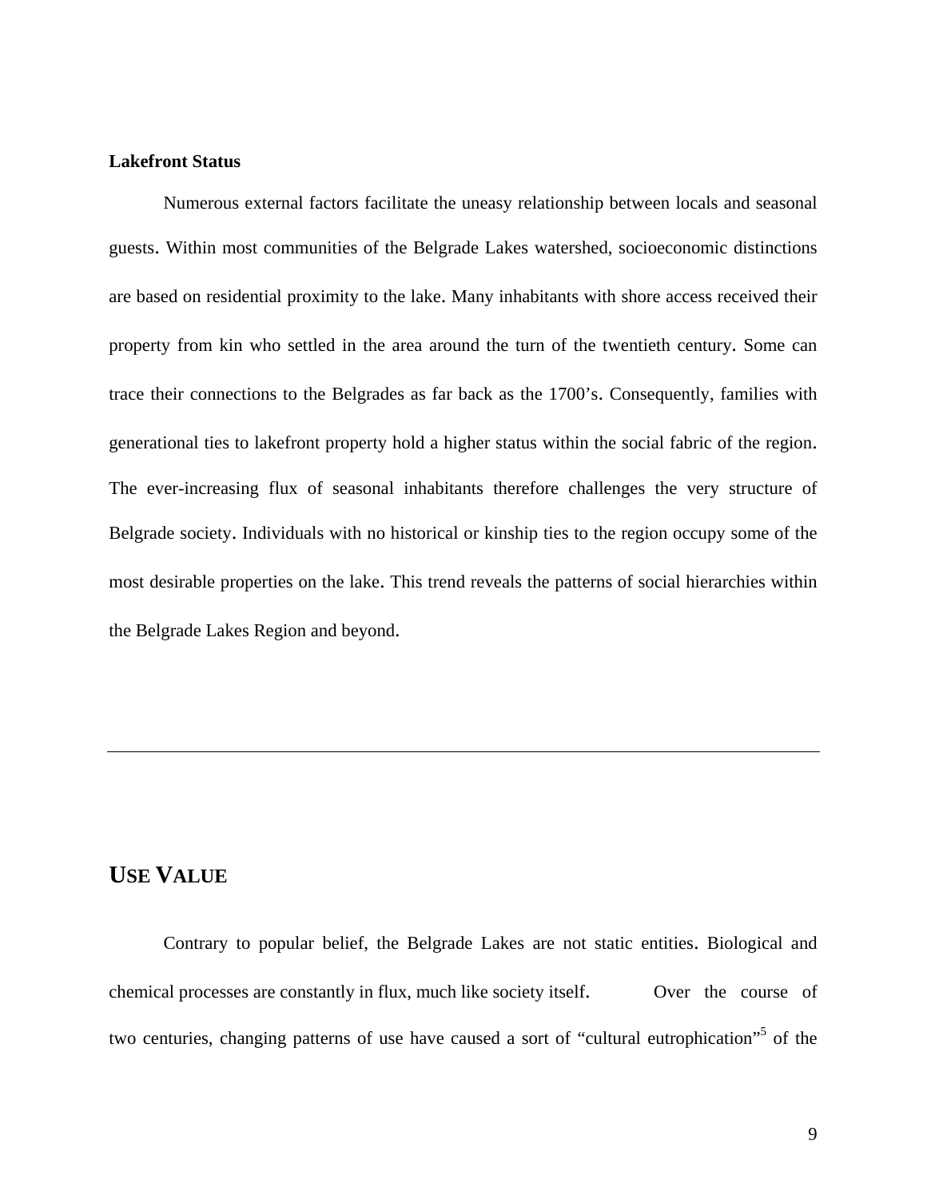**Lakefront Status**

Numerous external factors facilitate the uneasy relationship between locals and seasonal guests. Within most communities of the Belgrade Lakes watershed, socioeconomic distinctions are based on residential proximity to the lake. Many inhabitants with shore access received their property from kin who settled in the area around the turn of the twentieth century. Some can trace their connections to the Belgrades as far back as the 1700's. Consequently, families with generational ties to lakefront property hold a higher status within the social fabric of the region. The ever-increasing flux of seasonal inhabitants therefore challenges the very structure of Belgrade society. Individuals with no historical or kinship ties to the region occupy some of the most desirable properties on the lake. This trend reveals the patterns of social hierarchies within the Belgrade Lakes Region and beyond.

---

## USE VALUE

Contrary to popular belief, the Belgrade Lakes are not static entities. Biological and chemical processes are constantly in flux, much like society itself. Over the course of two centuries, changing patterns of use have caused a sort of "cultural eutrophication"[5] of the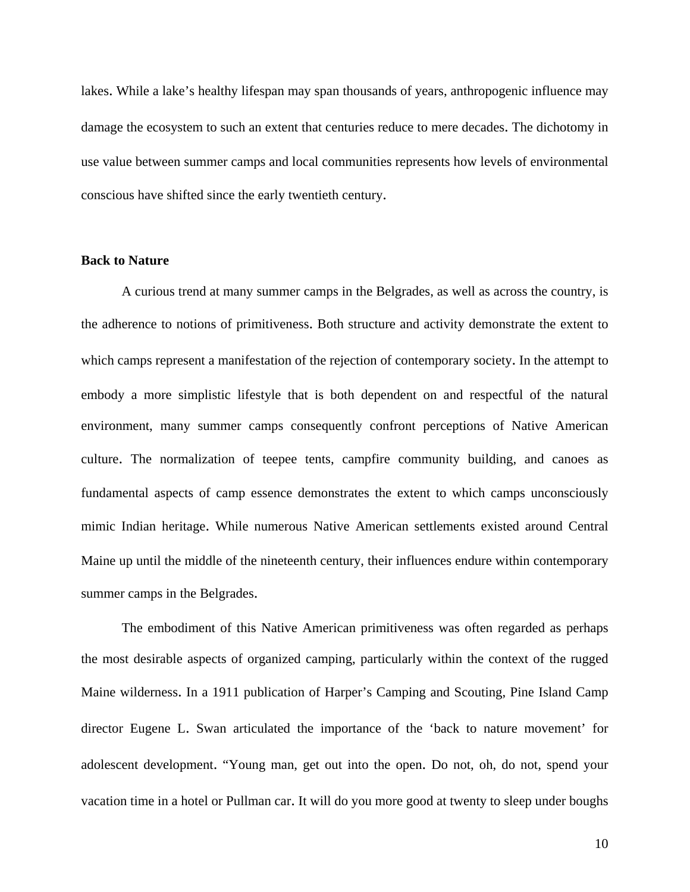lakes. While a lake's healthy lifespan may span thousands of years, anthropogenic influence may damage the ecosystem to such an extent that centuries reduce to mere decades. The dichotomy in use value between summer camps and local communities represents how levels of environmental conscious have shifted since the early twentieth century.

**Back to Nature**

A curious trend at many summer camps in the Belgrades, as well as across the country, is the adherence to notions of primitiveness. Both structure and activity demonstrate the extent to which camps represent a manifestation of the rejection of contemporary society. In the attempt to embody a more simplistic lifestyle that is both dependent on and respectful of the natural environment, many summer camps consequently confront perceptions of Native American culture. The normalization of teepee tents, campfire community building, and canoes as fundamental aspects of camp essence demonstrates the extent to which camps unconsciously mimic Indian heritage. While numerous Native American settlements existed around Central Maine up until the middle of the nineteenth century, their influences endure within contemporary summer camps in the Belgrades.

The embodiment of this Native American primitiveness was often regarded as perhaps the most desirable aspects of organized camping, particularly within the context of the rugged Maine wilderness. In a 1911 publication of Harper's Camping and Scouting, Pine Island Camp director Eugene L. Swan articulated the importance of the 'back to nature movement' for adolescent development. "Young man, get out into the open. Do not, oh, do not, spend your vacation time in a hotel or Pullman car. It will do you more good at twenty to sleep under boughs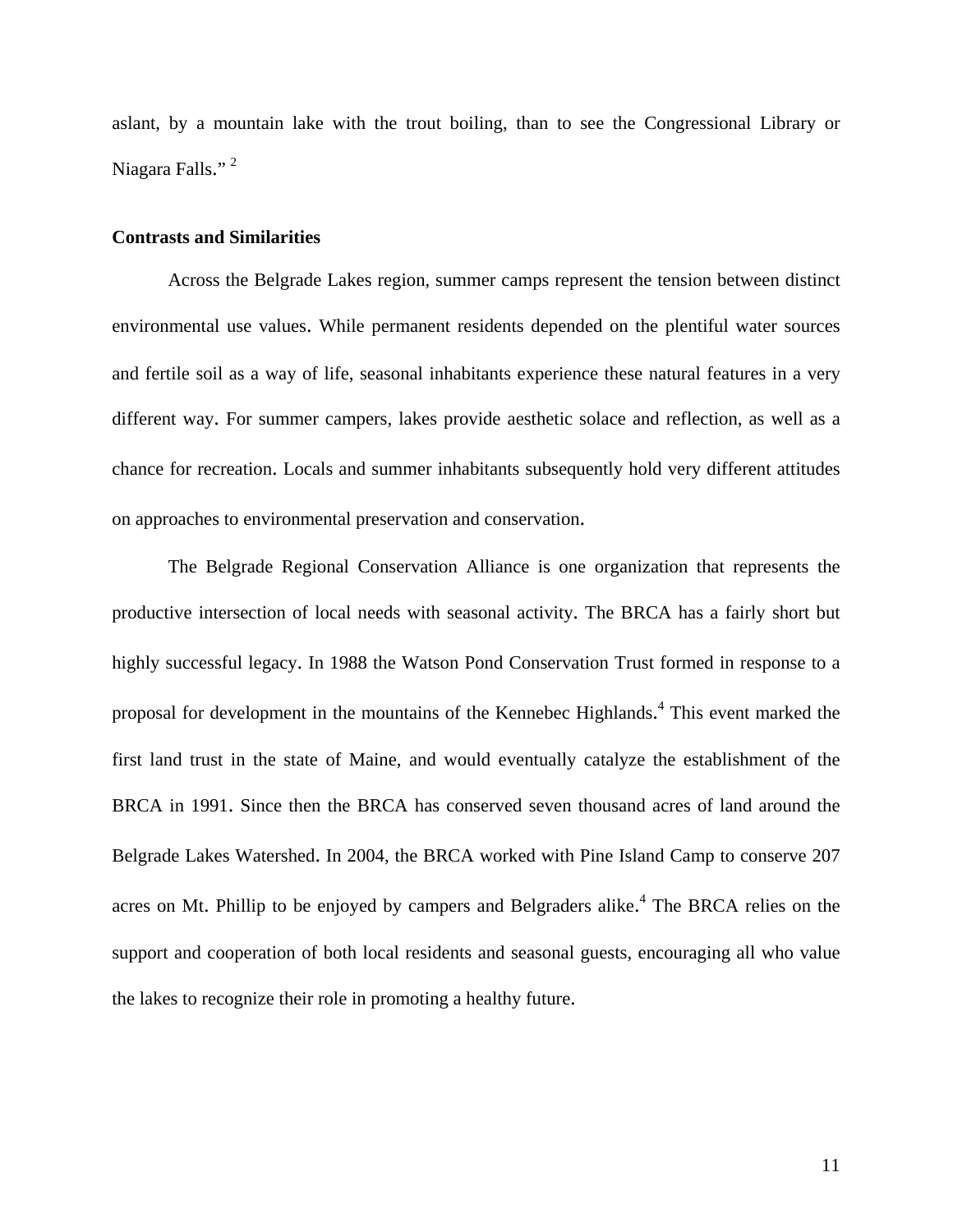aslant, by a mountain lake with the trout boiling, than to see the Congressional Library or Niagara Falls." [2]

**Contrasts and Similarities**

Across the Belgrade Lakes region, summer camps represent the tension between distinct environmental use values. While permanent residents depended on the plentiful water sources and fertile soil as a way of life, seasonal inhabitants experience these natural features in a very different way. For summer campers, lakes provide aesthetic solace and reflection, as well as a chance for recreation. Locals and summer inhabitants subsequently hold very different attitudes on approaches to environmental preservation and conservation.

The Belgrade Regional Conservation Alliance is one organization that represents the productive intersection of local needs with seasonal activity. The BRCA has a fairly short but highly successful legacy. In 1988 the Watson Pond Conservation Trust formed in response to a proposal for development in the mountains of the Kennebec Highlands.[4] This event marked the first land trust in the state of Maine, and would eventually catalyze the establishment of the BRCA in 1991. Since then the BRCA has conserved seven thousand acres of land around the Belgrade Lakes Watershed. In 2004, the BRCA worked with Pine Island Camp to conserve 207 acres on Mt. Phillip to be enjoyed by campers and Belgraders alike.[4] The BRCA relies on the support and cooperation of both local residents and seasonal guests, encouraging all who value the lakes to recognize their role in promoting a healthy future.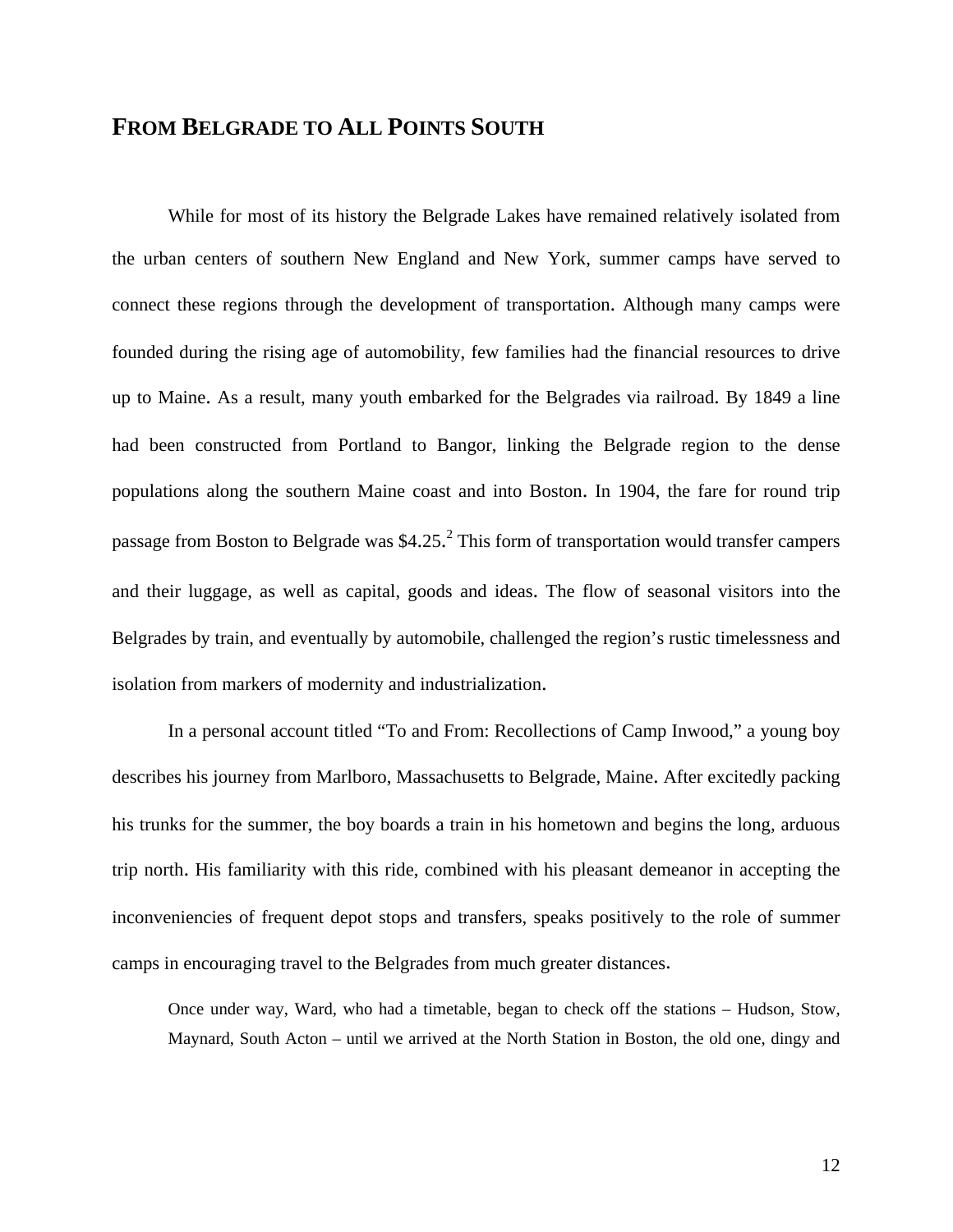## FROM BELGRADE TO ALL POINTS SOUTH

While for most of its history the Belgrade Lakes have remained relatively isolated from the urban centers of southern New England and New York, summer camps have served to connect these regions through the development of transportation. Although many camps were founded during the rising age of automobility, few families had the financial resources to drive up to Maine. As a result, many youth embarked for the Belgrades via railroad. By 1849 a line had been constructed from Portland to Bangor, linking the Belgrade region to the dense populations along the southern Maine coast and into Boston. In 1904, the fare for round trip passage from Boston to Belgrade was $4.25.[2] This form of transportation would transfer campers and their luggage, as well as capital, goods and ideas. The flow of seasonal visitors into the Belgrades by train, and eventually by automobile, challenged the region's rustic timelessness and isolation from markers of modernity and industrialization.

In a personal account titled "To and From: Recollections of Camp Inwood," a young boy describes his journey from Marlboro, Massachusetts to Belgrade, Maine. After excitedly packing his trunks for the summer, the boy boards a train in his hometown and begins the long, arduous trip north. His familiarity with this ride, combined with his pleasant demeanor in accepting the inconveniencies of frequent depot stops and transfers, speaks positively to the role of summer camps in encouraging travel to the Belgrades from much greater distances.

> Once under way, Ward, who had a timetable, began to check off the stations – Hudson, Stow, Maynard, South Acton – until we arrived at the North Station in Boston, the old one, dingy and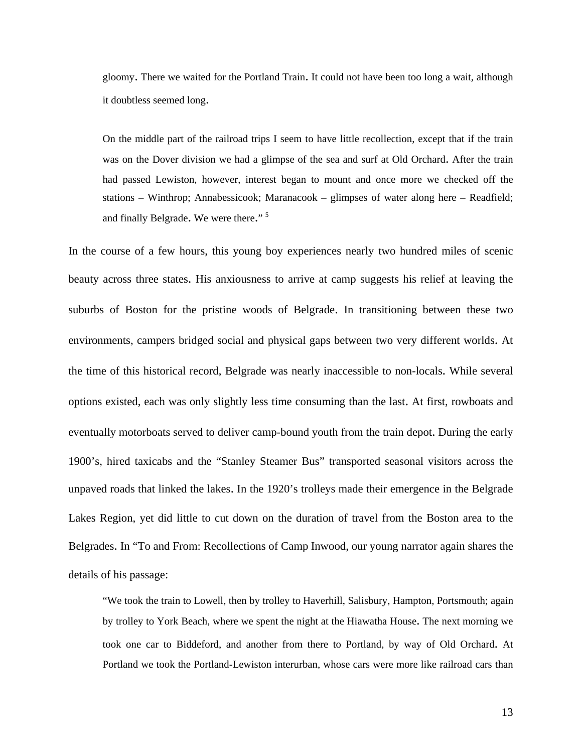> gloomy. There we waited for the Portland Train. It could not have been too long a wait, although it doubtless seemed long.
>
> On the middle part of the railroad trips I seem to have little recollection, except that if the train was on the Dover division we had a glimpse of the sea and surf at Old Orchard. After the train had passed Lewiston, however, interest began to mount and once more we checked off the stations – Winthrop; Annabessicook; Maranacook – glimpses of water along here – Readfield; and finally Belgrade. We were there." [5]

In the course of a few hours, this young boy experiences nearly two hundred miles of scenic beauty across three states. His anxiousness to arrive at camp suggests his relief at leaving the suburbs of Boston for the pristine woods of Belgrade. In transitioning between these two environments, campers bridged social and physical gaps between two very different worlds. At the time of this historical record, Belgrade was nearly inaccessible to non-locals. While several options existed, each was only slightly less time consuming than the last. At first, rowboats and eventually motorboats served to deliver camp-bound youth from the train depot. During the early 1900's, hired taxicabs and the "Stanley Steamer Bus" transported seasonal visitors across the unpaved roads that linked the lakes. In the 1920's trolleys made their emergence in the Belgrade Lakes Region, yet did little to cut down on the duration of travel from the Boston area to the Belgrades. In "To and From: Recollections of Camp Inwood, our young narrator again shares the details of his passage:

> "We took the train to Lowell, then by trolley to Haverhill, Salisbury, Hampton, Portsmouth; again by trolley to York Beach, where we spent the night at the Hiawatha House. The next morning we took one car to Biddeford, and another from there to Portland, by way of Old Orchard. At Portland we took the Portland-Lewiston interurban, whose cars were more like railroad cars than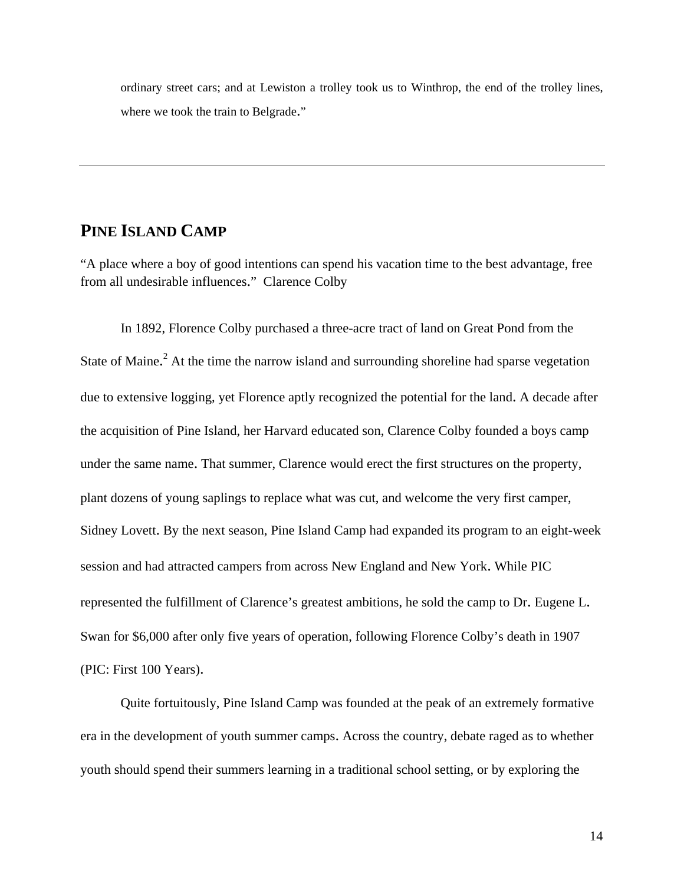> ordinary street cars; and at Lewiston a trolley took us to Winthrop, the end of the trolley lines, where we took the train to Belgrade."

---

## PINE ISLAND CAMP

"A place where a boy of good intentions can spend his vacation time to the best advantage, free from all undesirable influences." Clarence Colby

In 1892, Florence Colby purchased a three-acre tract of land on Great Pond from the State of Maine.[2] At the time the narrow island and surrounding shoreline had sparse vegetation due to extensive logging, yet Florence aptly recognized the potential for the land. A decade after the acquisition of Pine Island, her Harvard educated son, Clarence Colby founded a boys camp under the same name. That summer, Clarence would erect the first structures on the property, plant dozens of young saplings to replace what was cut, and welcome the very first camper, Sidney Lovett. By the next season, Pine Island Camp had expanded its program to an eight-week session and had attracted campers from across New England and New York. While PIC represented the fulfillment of Clarence's greatest ambitions, he sold the camp to Dr. Eugene L. Swan for $6,000 after only five years of operation, following Florence Colby's death in 1907 (PIC: First 100 Years).

Quite fortuitously, Pine Island Camp was founded at the peak of an extremely formative era in the development of youth summer camps. Across the country, debate raged as to whether youth should spend their summers learning in a traditional school setting, or by exploring the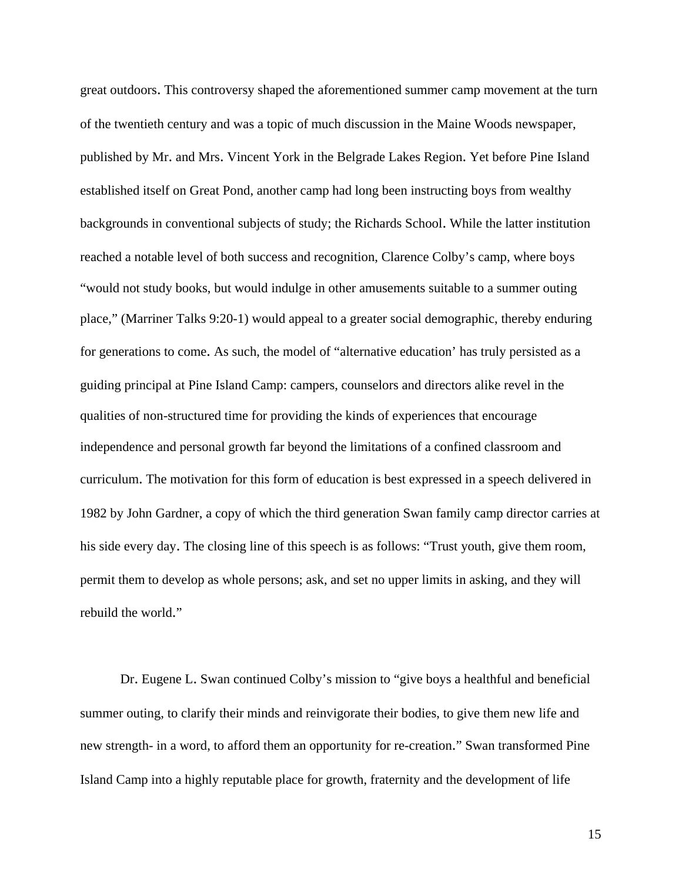great outdoors. This controversy shaped the aforementioned summer camp movement at the turn of the twentieth century and was a topic of much discussion in the Maine Woods newspaper, published by Mr. and Mrs. Vincent York in the Belgrade Lakes Region. Yet before Pine Island established itself on Great Pond, another camp had long been instructing boys from wealthy backgrounds in conventional subjects of study; the Richards School. While the latter institution reached a notable level of both success and recognition, Clarence Colby's camp, where boys "would not study books, but would indulge in other amusements suitable to a summer outing place," (Marriner Talks 9:20-1) would appeal to a greater social demographic, thereby enduring for generations to come. As such, the model of "alternative education' has truly persisted as a guiding principal at Pine Island Camp: campers, counselors and directors alike revel in the qualities of non-structured time for providing the kinds of experiences that encourage independence and personal growth far beyond the limitations of a confined classroom and curriculum. The motivation for this form of education is best expressed in a speech delivered in 1982 by John Gardner, a copy of which the third generation Swan family camp director carries at his side every day. The closing line of this speech is as follows: "Trust youth, give them room, permit them to develop as whole persons; ask, and set no upper limits in asking, and they will rebuild the world."

Dr. Eugene L. Swan continued Colby's mission to "give boys a healthful and beneficial summer outing, to clarify their minds and reinvigorate their bodies, to give them new life and new strength- in a word, to afford them an opportunity for re-creation." Swan transformed Pine Island Camp into a highly reputable place for growth, fraternity and the development of life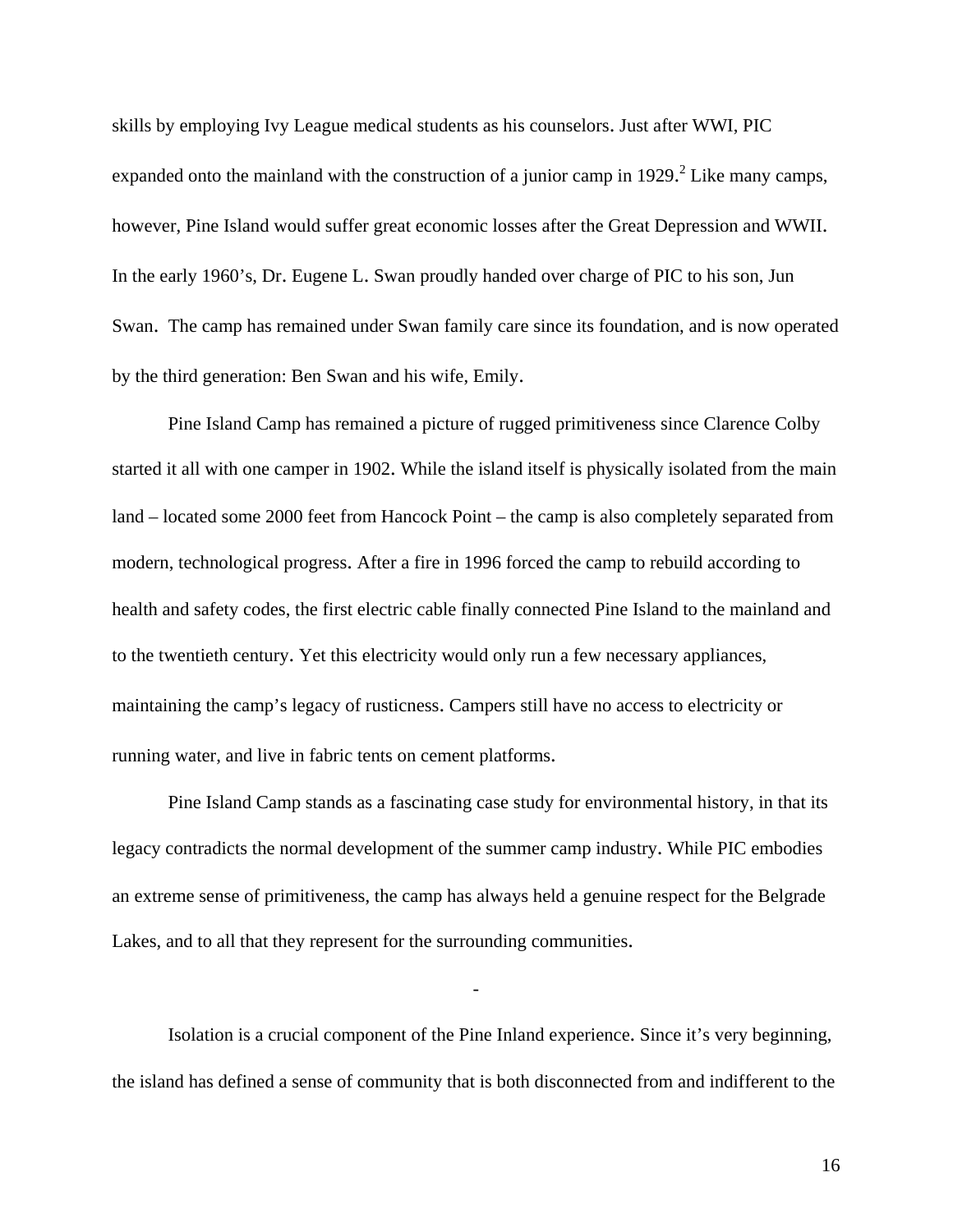skills by employing Ivy League medical students as his counselors. Just after WWI, PIC expanded onto the mainland with the construction of a junior camp in 1929.[2] Like many camps, however, Pine Island would suffer great economic losses after the Great Depression and WWII. In the early 1960's, Dr. Eugene L. Swan proudly handed over charge of PIC to his son, Jun Swan. The camp has remained under Swan family care since its foundation, and is now operated by the third generation: Ben Swan and his wife, Emily.

Pine Island Camp has remained a picture of rugged primitiveness since Clarence Colby started it all with one camper in 1902. While the island itself is physically isolated from the main land – located some 2000 feet from Hancock Point – the camp is also completely separated from modern, technological progress. After a fire in 1996 forced the camp to rebuild according to health and safety codes, the first electric cable finally connected Pine Island to the mainland and to the twentieth century. Yet this electricity would only run a few necessary appliances, maintaining the camp's legacy of rusticness. Campers still have no access to electricity or running water, and live in fabric tents on cement platforms.

Pine Island Camp stands as a fascinating case study for environmental history, in that its legacy contradicts the normal development of the summer camp industry. While PIC embodies an extreme sense of primitiveness, the camp has always held a genuine respect for the Belgrade Lakes, and to all that they represent for the surrounding communities.

-

Isolation is a crucial component of the Pine Inland experience. Since it's very beginning, the island has defined a sense of community that is both disconnected from and indifferent to the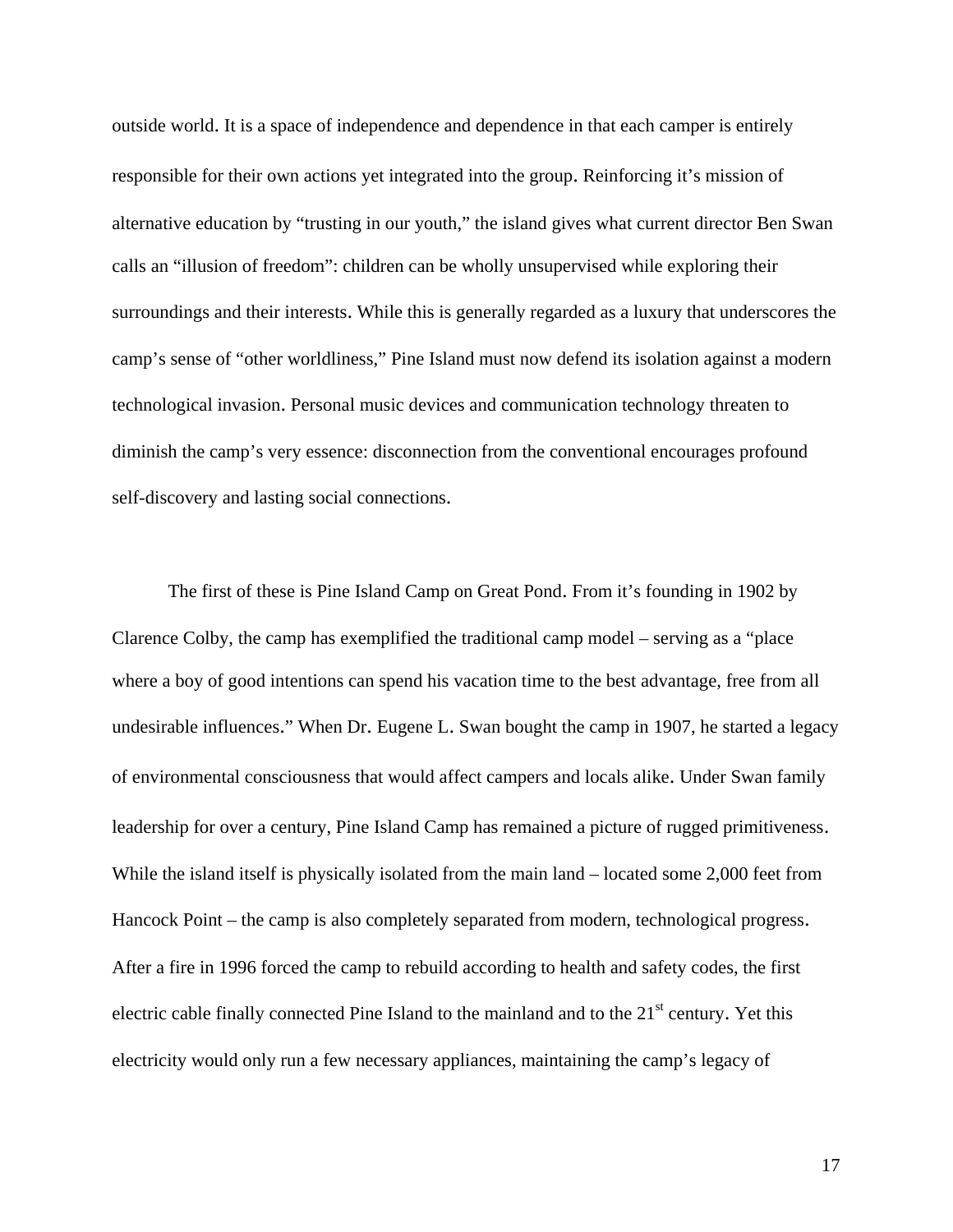outside world. It is a space of independence and dependence in that each camper is entirely responsible for their own actions yet integrated into the group. Reinforcing it's mission of alternative education by "trusting in our youth," the island gives what current director Ben Swan calls an "illusion of freedom": children can be wholly unsupervised while exploring their surroundings and their interests. While this is generally regarded as a luxury that underscores the camp's sense of "other worldliness," Pine Island must now defend its isolation against a modern technological invasion. Personal music devices and communication technology threaten to diminish the camp's very essence: disconnection from the conventional encourages profound self-discovery and lasting social connections.

The first of these is Pine Island Camp on Great Pond. From it's founding in 1902 by Clarence Colby, the camp has exemplified the traditional camp model – serving as a "place where a boy of good intentions can spend his vacation time to the best advantage, free from all undesirable influences." When Dr. Eugene L. Swan bought the camp in 1907, he started a legacy of environmental consciousness that would affect campers and locals alike. Under Swan family leadership for over a century, Pine Island Camp has remained a picture of rugged primitiveness. While the island itself is physically isolated from the main land – located some 2,000 feet from Hancock Point – the camp is also completely separated from modern, technological progress. After a fire in 1996 forced the camp to rebuild according to health and safety codes, the first electric cable finally connected Pine Island to the mainland and to the 21st century. Yet this electricity would only run a few necessary appliances, maintaining the camp's legacy of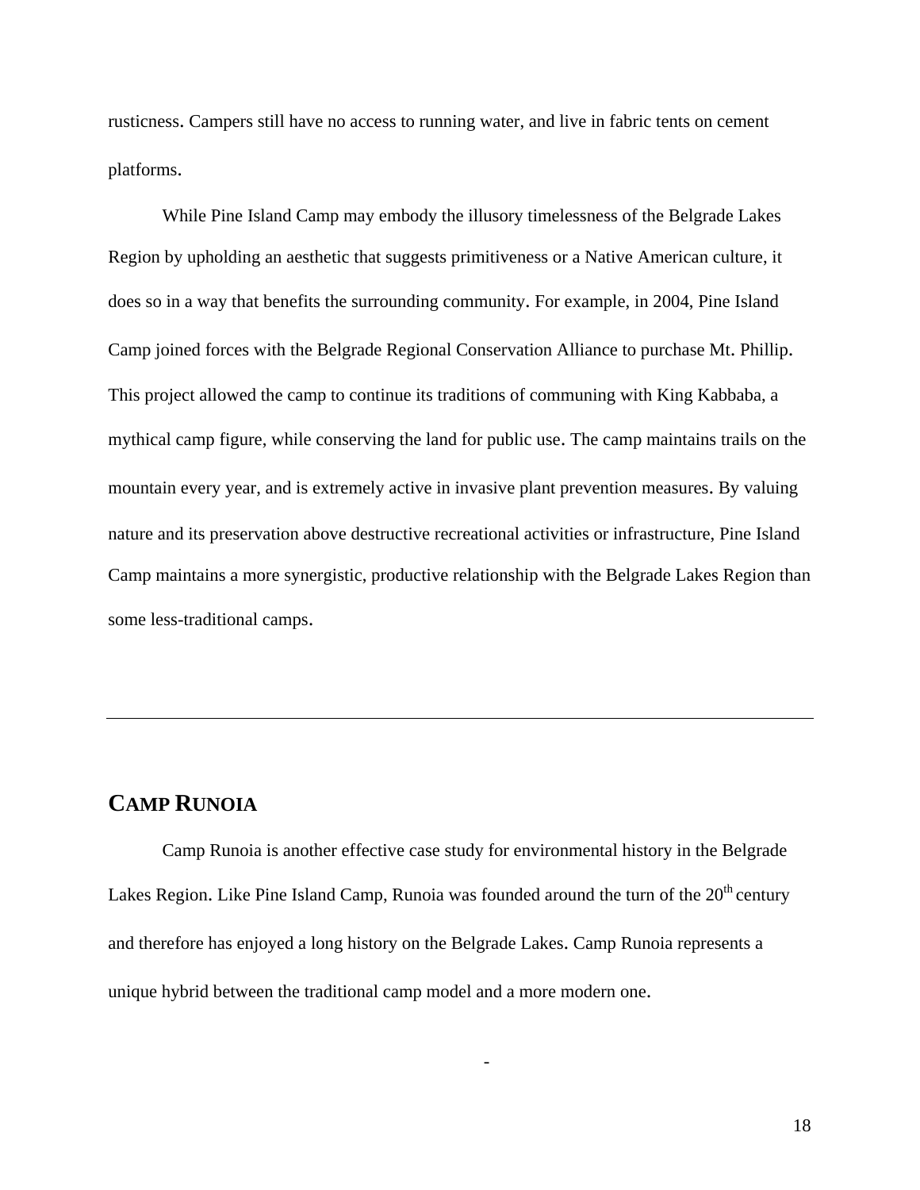rusticness. Campers still have no access to running water, and live in fabric tents on cement platforms.

While Pine Island Camp may embody the illusory timelessness of the Belgrade Lakes Region by upholding an aesthetic that suggests primitiveness or a Native American culture, it does so in a way that benefits the surrounding community. For example, in 2004, Pine Island Camp joined forces with the Belgrade Regional Conservation Alliance to purchase Mt. Phillip. This project allowed the camp to continue its traditions of communing with King Kabbaba, a mythical camp figure, while conserving the land for public use. The camp maintains trails on the mountain every year, and is extremely active in invasive plant prevention measures. By valuing nature and its preservation above destructive recreational activities or infrastructure, Pine Island Camp maintains a more synergistic, productive relationship with the Belgrade Lakes Region than some less-traditional camps.

---

## CAMP RUNOIA

Camp Runoia is another effective case study for environmental history in the Belgrade Lakes Region. Like Pine Island Camp, Runoia was founded around the turn of the 20th century and therefore has enjoyed a long history on the Belgrade Lakes. Camp Runoia represents a unique hybrid between the traditional camp model and a more modern one.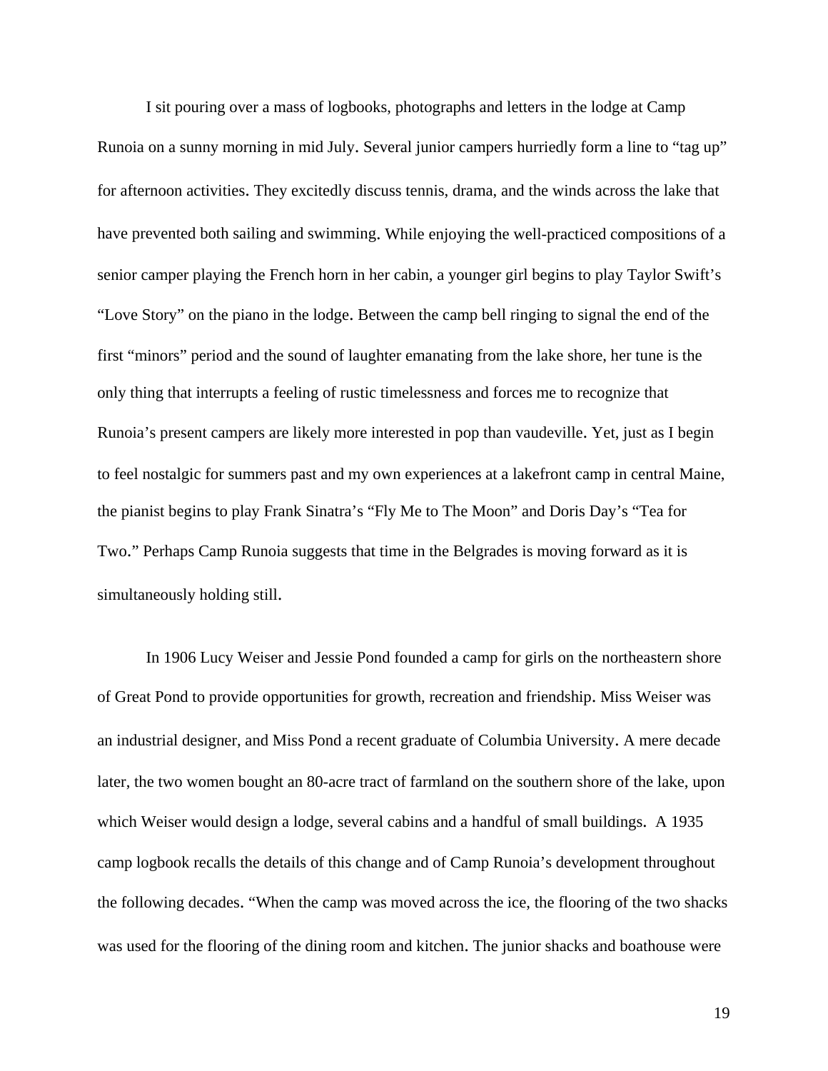I sit pouring over a mass of logbooks, photographs and letters in the lodge at Camp Runoia on a sunny morning in mid July. Several junior campers hurriedly form a line to "tag up" for afternoon activities. They excitedly discuss tennis, drama, and the winds across the lake that have prevented both sailing and swimming. While enjoying the well-practiced compositions of a senior camper playing the French horn in her cabin, a younger girl begins to play Taylor Swift's "Love Story" on the piano in the lodge. Between the camp bell ringing to signal the end of the first "minors" period and the sound of laughter emanating from the lake shore, her tune is the only thing that interrupts a feeling of rustic timelessness and forces me to recognize that Runoia's present campers are likely more interested in pop than vaudeville. Yet, just as I begin to feel nostalgic for summers past and my own experiences at a lakefront camp in central Maine, the pianist begins to play Frank Sinatra's "Fly Me to The Moon" and Doris Day's "Tea for Two." Perhaps Camp Runoia suggests that time in the Belgrades is moving forward as it is simultaneously holding still.

In 1906 Lucy Weiser and Jessie Pond founded a camp for girls on the northeastern shore of Great Pond to provide opportunities for growth, recreation and friendship. Miss Weiser was an industrial designer, and Miss Pond a recent graduate of Columbia University. A mere decade later, the two women bought an 80-acre tract of farmland on the southern shore of the lake, upon which Weiser would design a lodge, several cabins and a handful of small buildings. A 1935 camp logbook recalls the details of this change and of Camp Runoia's development throughout the following decades. "When the camp was moved across the ice, the flooring of the two shacks was used for the flooring of the dining room and kitchen. The junior shacks and boathouse were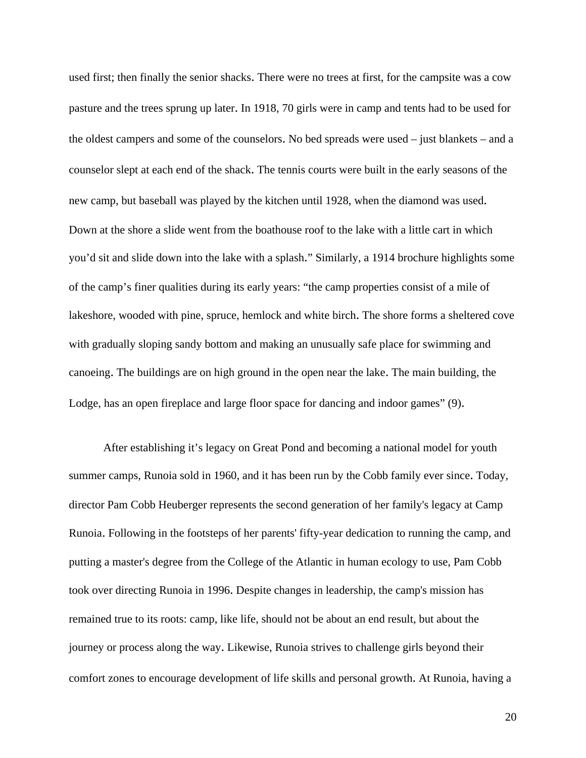used first; then finally the senior shacks. There were no trees at first, for the campsite was a cow pasture and the trees sprung up later. In 1918, 70 girls were in camp and tents had to be used for the oldest campers and some of the counselors. No bed spreads were used – just blankets – and a counselor slept at each end of the shack. The tennis courts were built in the early seasons of the new camp, but baseball was played by the kitchen until 1928, when the diamond was used. Down at the shore a slide went from the boathouse roof to the lake with a little cart in which you'd sit and slide down into the lake with a splash." Similarly, a 1914 brochure highlights some of the camp's finer qualities during its early years: "the camp properties consist of a mile of lakeshore, wooded with pine, spruce, hemlock and white birch. The shore forms a sheltered cove with gradually sloping sandy bottom and making an unusually safe place for swimming and canoeing. The buildings are on high ground in the open near the lake. The main building, the Lodge, has an open fireplace and large floor space for dancing and indoor games" (9).

After establishing it's legacy on Great Pond and becoming a national model for youth summer camps, Runoia sold in 1960, and it has been run by the Cobb family ever since. Today, director Pam Cobb Heuberger represents the second generation of her family's legacy at Camp Runoia. Following in the footsteps of her parents' fifty-year dedication to running the camp, and putting a master's degree from the College of the Atlantic in human ecology to use, Pam Cobb took over directing Runoia in 1996. Despite changes in leadership, the camp's mission has remained true to its roots: camp, like life, should not be about an end result, but about the journey or process along the way. Likewise, Runoia strives to challenge girls beyond their comfort zones to encourage development of life skills and personal growth. At Runoia, having a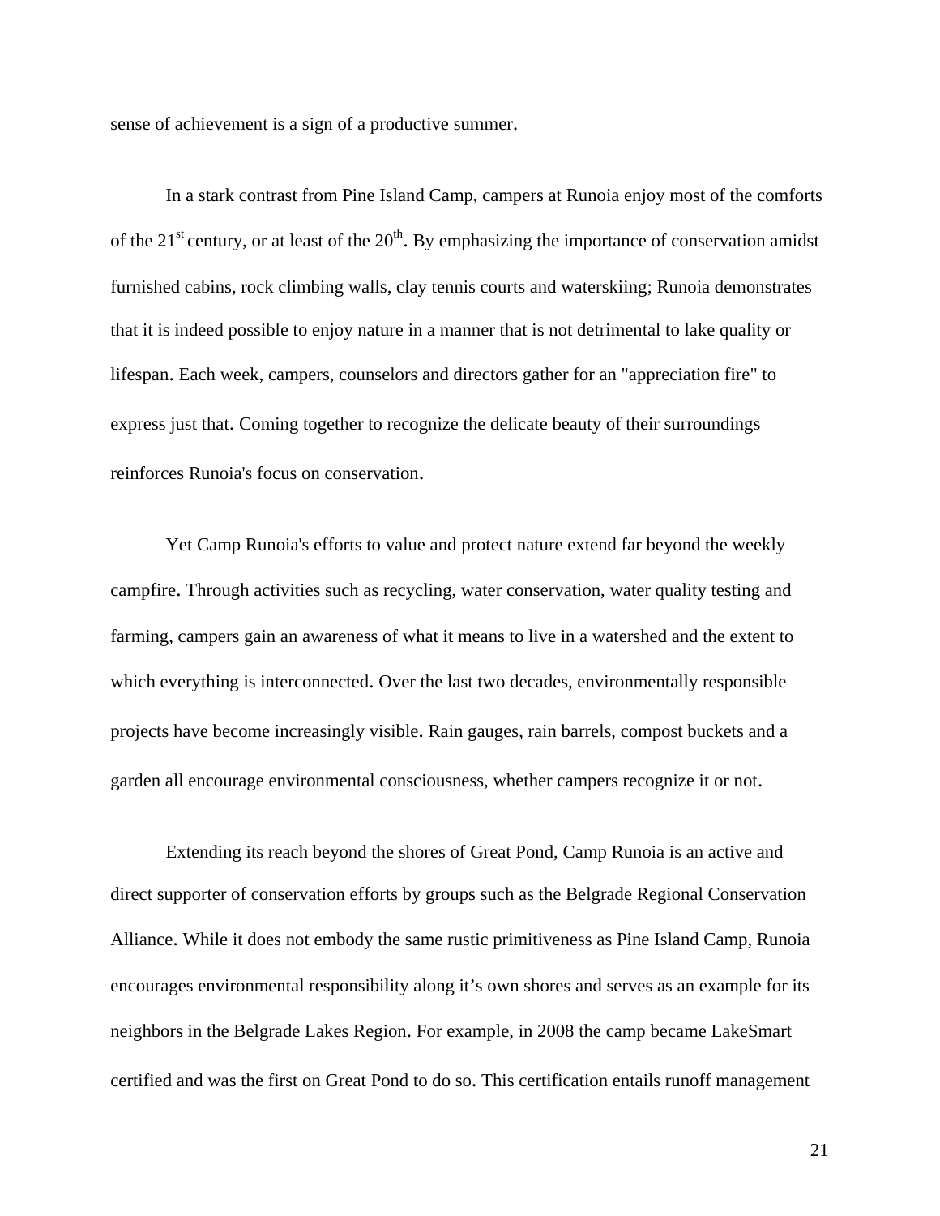sense of achievement is a sign of a productive summer.

In a stark contrast from Pine Island Camp, campers at Runoia enjoy most of the comforts of the 21st century, or at least of the 20th. By emphasizing the importance of conservation amidst furnished cabins, rock climbing walls, clay tennis courts and waterskiing; Runoia demonstrates that it is indeed possible to enjoy nature in a manner that is not detrimental to lake quality or lifespan. Each week, campers, counselors and directors gather for an "appreciation fire" to express just that. Coming together to recognize the delicate beauty of their surroundings reinforces Runoia's focus on conservation.

Yet Camp Runoia's efforts to value and protect nature extend far beyond the weekly campfire. Through activities such as recycling, water conservation, water quality testing and farming, campers gain an awareness of what it means to live in a watershed and the extent to which everything is interconnected. Over the last two decades, environmentally responsible projects have become increasingly visible. Rain gauges, rain barrels, compost buckets and a garden all encourage environmental consciousness, whether campers recognize it or not.

Extending its reach beyond the shores of Great Pond, Camp Runoia is an active and direct supporter of conservation efforts by groups such as the Belgrade Regional Conservation Alliance. While it does not embody the same rustic primitiveness as Pine Island Camp, Runoia encourages environmental responsibility along it's own shores and serves as an example for its neighbors in the Belgrade Lakes Region. For example, in 2008 the camp became LakeSmart certified and was the first on Great Pond to do so. This certification entails runoff management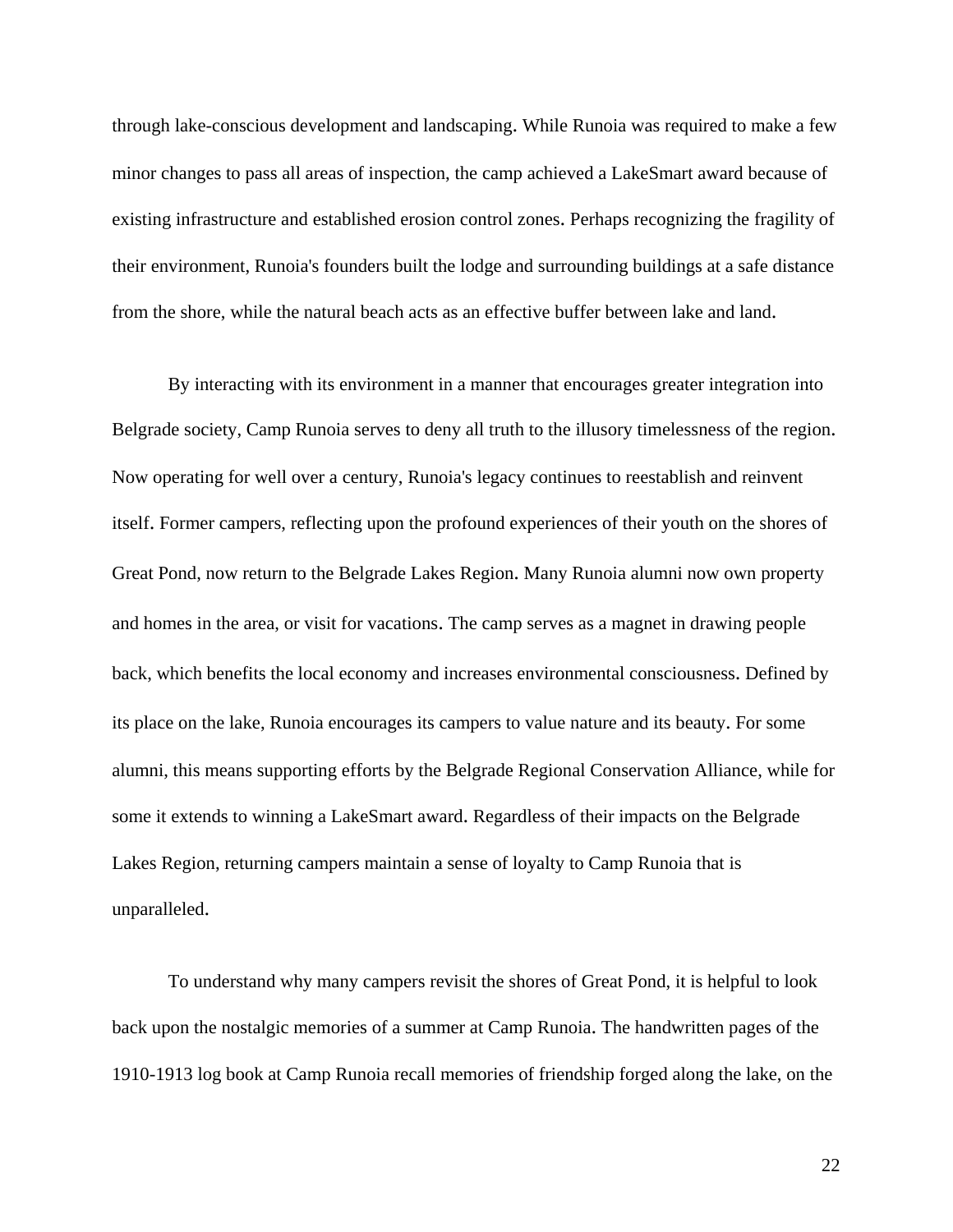through lake-conscious development and landscaping. While Runoia was required to make a few minor changes to pass all areas of inspection, the camp achieved a LakeSmart award because of existing infrastructure and established erosion control zones. Perhaps recognizing the fragility of their environment, Runoia's founders built the lodge and surrounding buildings at a safe distance from the shore, while the natural beach acts as an effective buffer between lake and land.

By interacting with its environment in a manner that encourages greater integration into Belgrade society, Camp Runoia serves to deny all truth to the illusory timelessness of the region. Now operating for well over a century, Runoia's legacy continues to reestablish and reinvent itself. Former campers, reflecting upon the profound experiences of their youth on the shores of Great Pond, now return to the Belgrade Lakes Region. Many Runoia alumni now own property and homes in the area, or visit for vacations. The camp serves as a magnet in drawing people back, which benefits the local economy and increases environmental consciousness. Defined by its place on the lake, Runoia encourages its campers to value nature and its beauty. For some alumni, this means supporting efforts by the Belgrade Regional Conservation Alliance, while for some it extends to winning a LakeSmart award. Regardless of their impacts on the Belgrade Lakes Region, returning campers maintain a sense of loyalty to Camp Runoia that is unparalleled.

To understand why many campers revisit the shores of Great Pond, it is helpful to look back upon the nostalgic memories of a summer at Camp Runoia. The handwritten pages of the 1910-1913 log book at Camp Runoia recall memories of friendship forged along the lake, on the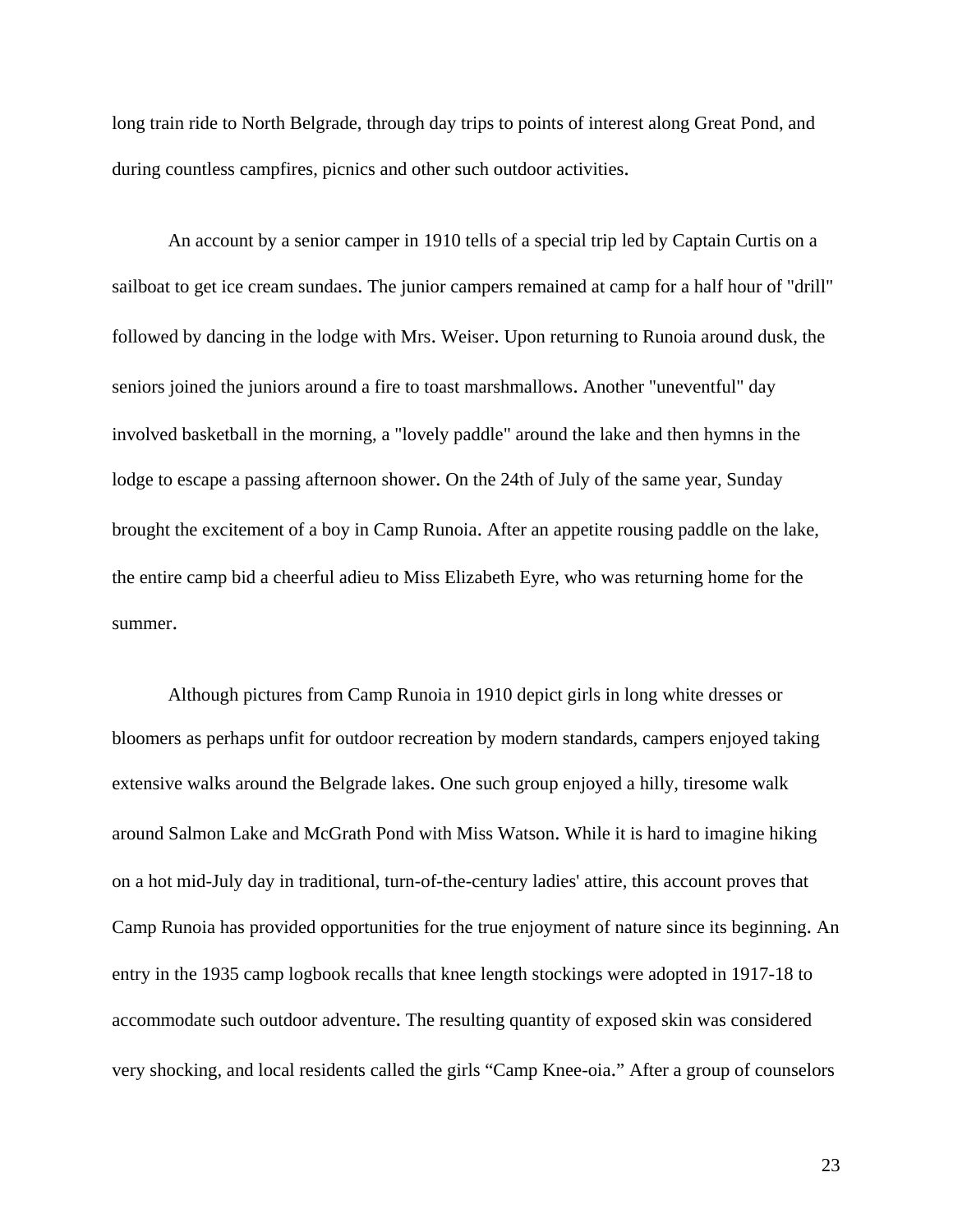long train ride to North Belgrade, through day trips to points of interest along Great Pond, and during countless campfires, picnics and other such outdoor activities.

An account by a senior camper in 1910 tells of a special trip led by Captain Curtis on a sailboat to get ice cream sundaes. The junior campers remained at camp for a half hour of "drill" followed by dancing in the lodge with Mrs. Weiser. Upon returning to Runoia around dusk, the seniors joined the juniors around a fire to toast marshmallows. Another "uneventful" day involved basketball in the morning, a "lovely paddle" around the lake and then hymns in the lodge to escape a passing afternoon shower. On the 24th of July of the same year, Sunday brought the excitement of a boy in Camp Runoia. After an appetite rousing paddle on the lake, the entire camp bid a cheerful adieu to Miss Elizabeth Eyre, who was returning home for the summer.

Although pictures from Camp Runoia in 1910 depict girls in long white dresses or bloomers as perhaps unfit for outdoor recreation by modern standards, campers enjoyed taking extensive walks around the Belgrade lakes. One such group enjoyed a hilly, tiresome walk around Salmon Lake and McGrath Pond with Miss Watson. While it is hard to imagine hiking on a hot mid-July day in traditional, turn-of-the-century ladies' attire, this account proves that Camp Runoia has provided opportunities for the true enjoyment of nature since its beginning. An entry in the 1935 camp logbook recalls that knee length stockings were adopted in 1917-18 to accommodate such outdoor adventure. The resulting quantity of exposed skin was considered very shocking, and local residents called the girls "Camp Knee-oia." After a group of counselors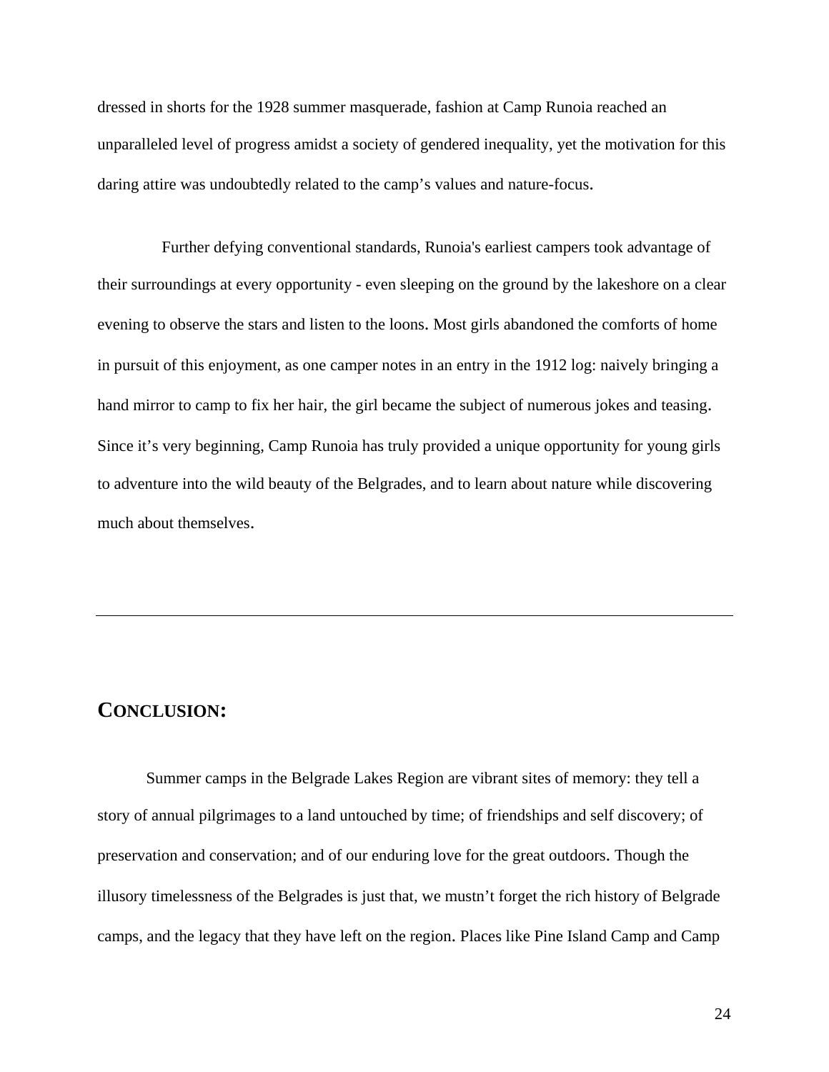dressed in shorts for the 1928 summer masquerade, fashion at Camp Runoia reached an unparalleled level of progress amidst a society of gendered inequality, yet the motivation for this daring attire was undoubtedly related to the camp's values and nature-focus.

Further defying conventional standards, Runoia's earliest campers took advantage of their surroundings at every opportunity - even sleeping on the ground by the lakeshore on a clear evening to observe the stars and listen to the loons. Most girls abandoned the comforts of home in pursuit of this enjoyment, as one camper notes in an entry in the 1912 log: naively bringing a hand mirror to camp to fix her hair, the girl became the subject of numerous jokes and teasing. Since it's very beginning, Camp Runoia has truly provided a unique opportunity for young girls to adventure into the wild beauty of the Belgrades, and to learn about nature while discovering much about themselves.

---

## CONCLUSION:

Summer camps in the Belgrade Lakes Region are vibrant sites of memory: they tell a story of annual pilgrimages to a land untouched by time; of friendships and self discovery; of preservation and conservation; and of our enduring love for the great outdoors. Though the illusory timelessness of the Belgrades is just that, we mustn't forget the rich history of Belgrade camps, and the legacy that they have left on the region. Places like Pine Island Camp and Camp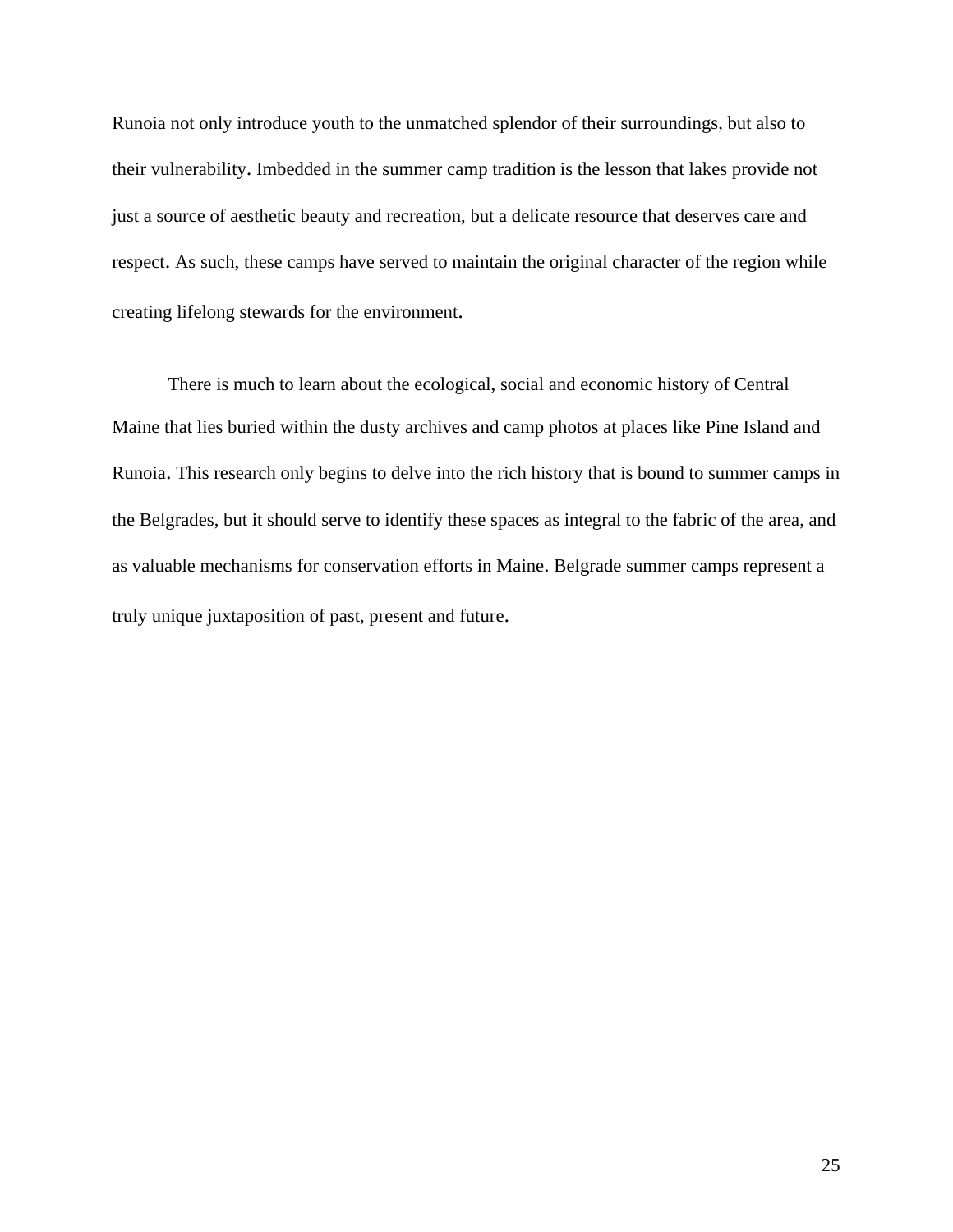Runoia not only introduce youth to the unmatched splendor of their surroundings, but also to their vulnerability. Imbedded in the summer camp tradition is the lesson that lakes provide not just a source of aesthetic beauty and recreation, but a delicate resource that deserves care and respect. As such, these camps have served to maintain the original character of the region while creating lifelong stewards for the environment.

There is much to learn about the ecological, social and economic history of Central Maine that lies buried within the dusty archives and camp photos at places like Pine Island and Runoia. This research only begins to delve into the rich history that is bound to summer camps in the Belgrades, but it should serve to identify these spaces as integral to the fabric of the area, and as valuable mechanisms for conservation efforts in Maine. Belgrade summer camps represent a truly unique juxtaposition of past, present and future.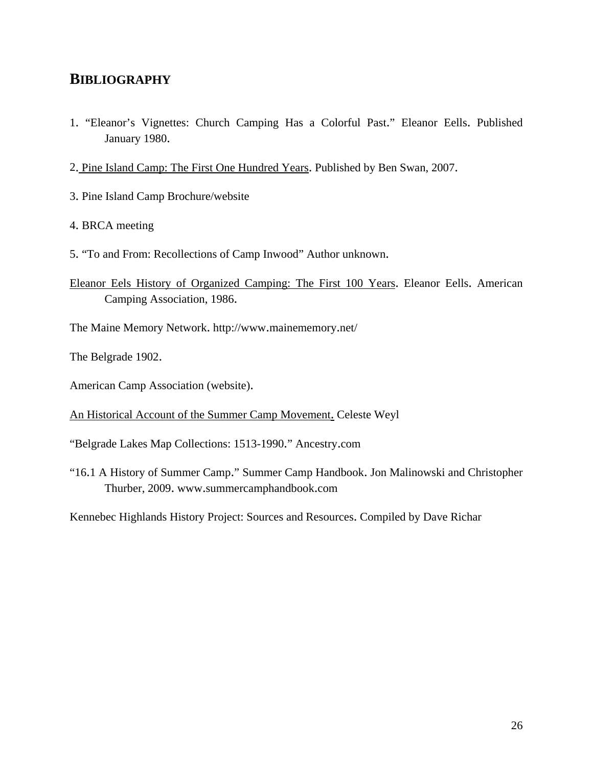## BIBLIOGRAPHY

1. "Eleanor's Vignettes: Church Camping Has a Colorful Past." Eleanor Eells. Published January 1980.

2. <u>Pine Island Camp: The First One Hundred Years</u>. Published by Ben Swan, 2007.

3. Pine Island Camp Brochure/website

4. BRCA meeting

5. "To and From: Recollections of Camp Inwood" Author unknown.

<u>Eleanor Eels History of Organized Camping: The First 100 Years</u>. Eleanor Eells. American Camping Association, 1986.

The Maine Memory Network. http://www.mainememory.net/

The Belgrade 1902.

American Camp Association (website).

<u>An Historical Account of the Summer Camp Movement.</u> Celeste Weyl

"Belgrade Lakes Map Collections: 1513-1990." Ancestry.com

"16.1 A History of Summer Camp." Summer Camp Handbook. Jon Malinowski and Christopher Thurber, 2009. www.summercamphandbook.com

Kennebec Highlands History Project: Sources and Resources. Compiled by Dave Richar